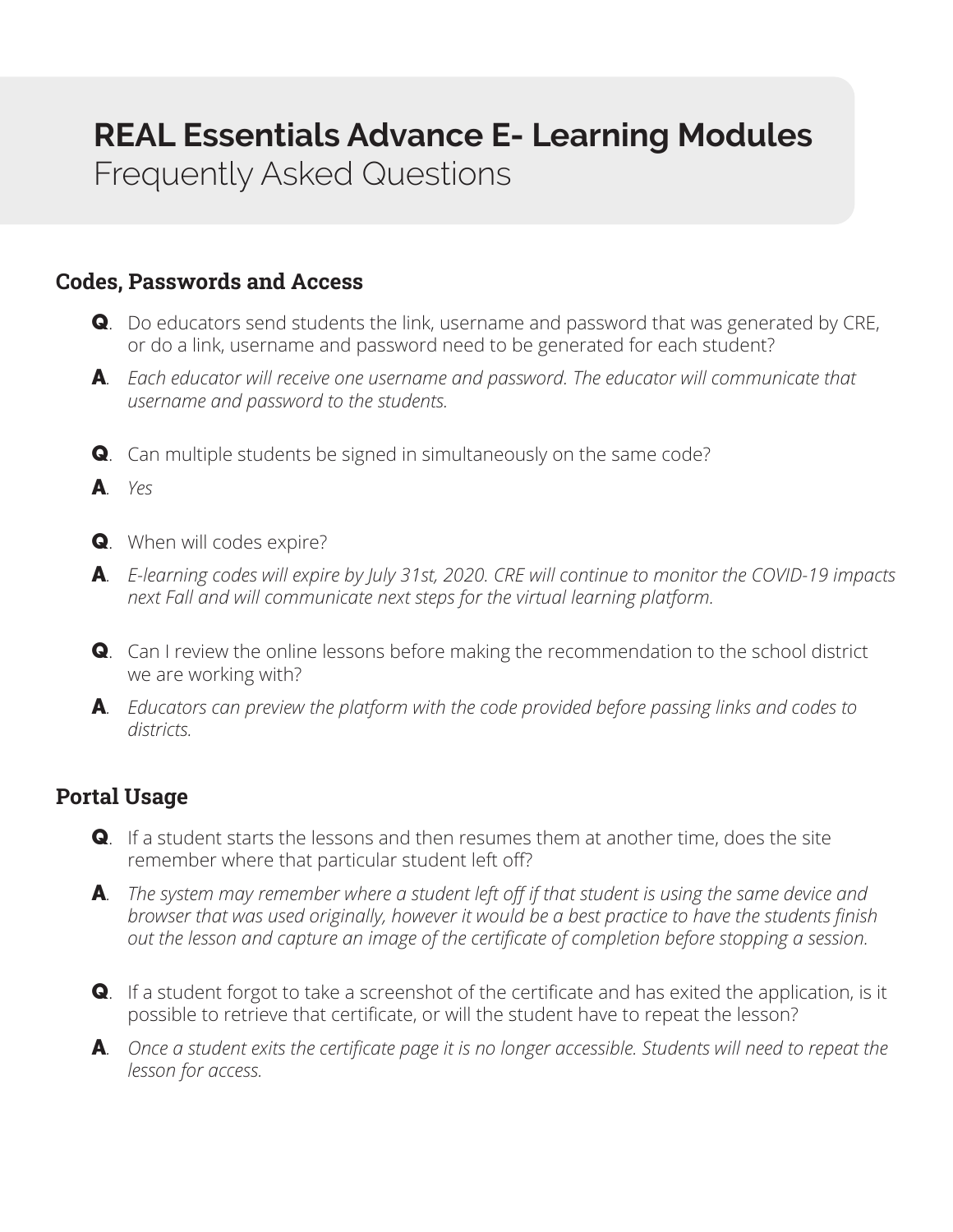# REAL Essentials Advance E- Learning Modules
Frequently Asked Questions

## Codes, Passwords and Access

**Q**. Do educators send students the link, username and password that was generated by CRE, or do a link, username and password need to be generated for each student?

**A**. *Each educator will receive one username and password. The educator will communicate that username and password to the students.*

**Q**. Can multiple students be signed in simultaneously on the same code?

**A**. *Yes*

**Q**. When will codes expire?

**A**. *E-learning codes will expire by July 31st, 2020. CRE will continue to monitor the COVID-19 impacts next Fall and will communicate next steps for the virtual learning platform.*

**Q**. Can I review the online lessons before making the recommendation to the school district we are working with?

**A**. *Educators can preview the platform with the code provided before passing links and codes to districts.*

## Portal Usage

**Q**. If a student starts the lessons and then resumes them at another time, does the site remember where that particular student left off?

**A**. *The system may remember where a student left off if that student is using the same device and browser that was used originally, however it would be a best practice to have the students finish out the lesson and capture an image of the certificate of completion before stopping a session.*

**Q**. If a student forgot to take a screenshot of the certificate and has exited the application, is it possible to retrieve that certificate, or will the student have to repeat the lesson?

**A**. *Once a student exits the certificate page it is no longer accessible. Students will need to repeat the lesson for access.*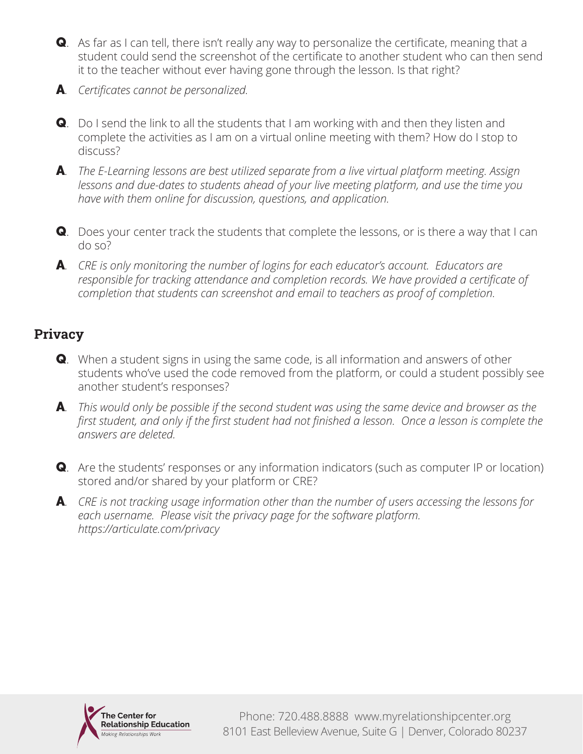**Q**. As far as I can tell, there isn't really any way to personalize the certificate, meaning that a student could send the screenshot of the certificate to another student who can then send it to the teacher without ever having gone through the lesson. Is that right?

**A**. *Certificates cannot be personalized.*

**Q**. Do I send the link to all the students that I am working with and then they listen and complete the activities as I am on a virtual online meeting with them? How do I stop to discuss?

**A**. *The E-Learning lessons are best utilized separate from a live virtual platform meeting. Assign lessons and due-dates to students ahead of your live meeting platform, and use the time you have with them online for discussion, questions, and application.*

**Q**. Does your center track the students that complete the lessons, or is there a way that I can do so?

**A**. *CRE is only monitoring the number of logins for each educator's account. Educators are responsible for tracking attendance and completion records. We have provided a certificate of completion that students can screenshot and email to teachers as proof of completion.*

## Privacy

**Q**. When a student signs in using the same code, is all information and answers of other students who've used the code removed from the platform, or could a student possibly see another student's responses?

**A**. *This would only be possible if the second student was using the same device and browser as the first student, and only if the first student had not finished a lesson. Once a lesson is complete the answers are deleted.*

**Q**. Are the students' responses or any information indicators (such as computer IP or location) stored and/or shared by your platform or CRE?

**A**. *CRE is not tracking usage information other than the number of users accessing the lessons for each username. Please visit the privacy page for the software platform. https://articulate.com/privacy*